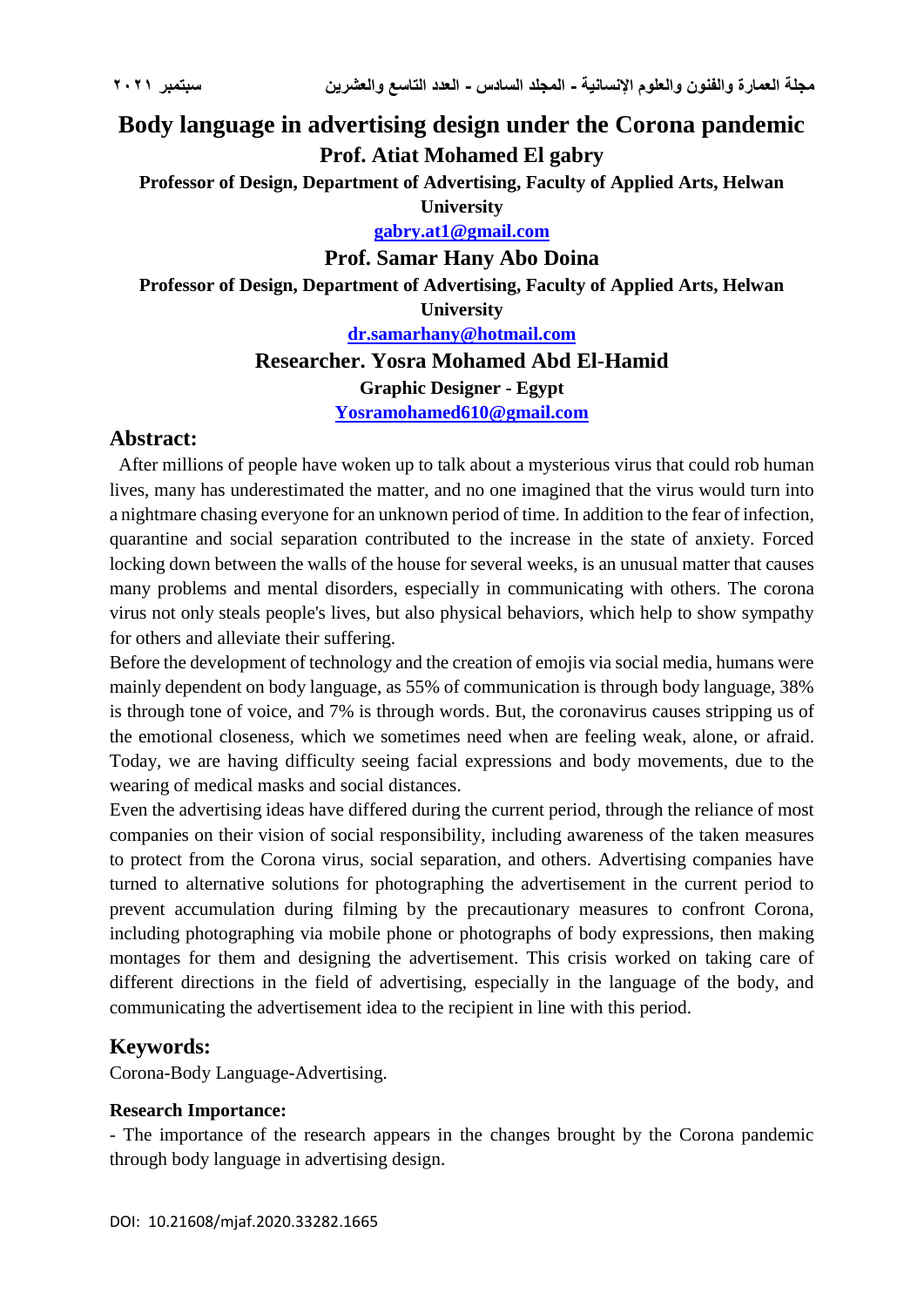# Body language in advertising design under the Corona pandemic

**Prof. Atiat Mohamed El gabry**

**Professor of Design, Department of Advertising, Faculty of Applied Arts, Helwan University**

**gabry.at1@gmail.com**

**Prof. Samar Hany Abo Doina**

**Professor of Design, Department of Advertising, Faculty of Applied Arts, Helwan University**

**dr.samarhany@hotmail.com**

**Researcher. Yosra Mohamed Abd El-Hamid**

**Graphic Designer - Egypt**

**Yosramohamed610@gmail.com**

## Abstract:

After millions of people have woken up to talk about a mysterious virus that could rob human lives, many has underestimated the matter, and no one imagined that the virus would turn into a nightmare chasing everyone for an unknown period of time. In addition to the fear of infection, quarantine and social separation contributed to the increase in the state of anxiety. Forced locking down between the walls of the house for several weeks, is an unusual matter that causes many problems and mental disorders, especially in communicating with others. The corona virus not only steals people's lives, but also physical behaviors, which help to show sympathy for others and alleviate their suffering.

Before the development of technology and the creation of emojis via social media, humans were mainly dependent on body language, as 55% of communication is through body language, 38% is through tone of voice, and 7% is through words. But, the coronavirus causes stripping us of the emotional closeness, which we sometimes need when are feeling weak, alone, or afraid. Today, we are having difficulty seeing facial expressions and body movements, due to the wearing of medical masks and social distances.

Even the advertising ideas have differed during the current period, through the reliance of most companies on their vision of social responsibility, including awareness of the taken measures to protect from the Corona virus, social separation, and others. Advertising companies have turned to alternative solutions for photographing the advertisement in the current period to prevent accumulation during filming by the precautionary measures to confront Corona, including photographing via mobile phone or photographs of body expressions, then making montages for them and designing the advertisement. This crisis worked on taking care of different directions in the field of advertising, especially in the language of the body, and communicating the advertisement idea to the recipient in line with this period.

## Keywords:

Corona-Body Language-Advertising.

**Research Importance:**

- The importance of the research appears in the changes brought by the Corona pandemic through body language in advertising design.

DOI: 10.21608/mjaf.2020.33282.1665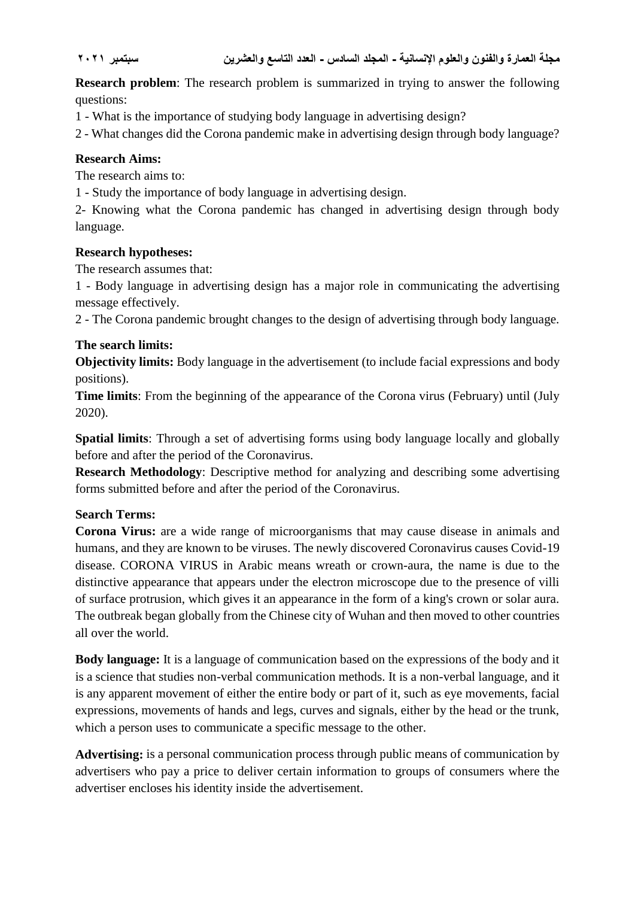**Research problem**: The research problem is summarized in trying to answer the following questions:

1 - What is the importance of studying body language in advertising design?

2 - What changes did the Corona pandemic make in advertising design through body language?

**Research Aims:**

The research aims to:

1 - Study the importance of body language in advertising design.

2- Knowing what the Corona pandemic has changed in advertising design through body language.

**Research hypotheses:**

The research assumes that:

1 - Body language in advertising design has a major role in communicating the advertising message effectively.

2 - The Corona pandemic brought changes to the design of advertising through body language.

**The search limits:**

**Objectivity limits:** Body language in the advertisement (to include facial expressions and body positions).

**Time limits**: From the beginning of the appearance of the Corona virus (February) until (July 2020).

**Spatial limits**: Through a set of advertising forms using body language locally and globally before and after the period of the Coronavirus.

**Research Methodology**: Descriptive method for analyzing and describing some advertising forms submitted before and after the period of the Coronavirus.

**Search Terms:**

**Corona Virus:** are a wide range of microorganisms that may cause disease in animals and humans, and they are known to be viruses. The newly discovered Coronavirus causes Covid-19 disease. CORONA VIRUS in Arabic means wreath or crown-aura, the name is due to the distinctive appearance that appears under the electron microscope due to the presence of villi of surface protrusion, which gives it an appearance in the form of a king's crown or solar aura. The outbreak began globally from the Chinese city of Wuhan and then moved to other countries all over the world.

**Body language:** It is a language of communication based on the expressions of the body and it is a science that studies non-verbal communication methods. It is a non-verbal language, and it is any apparent movement of either the entire body or part of it, such as eye movements, facial expressions, movements of hands and legs, curves and signals, either by the head or the trunk, which a person uses to communicate a specific message to the other.

**Advertising:** is a personal communication process through public means of communication by advertisers who pay a price to deliver certain information to groups of consumers where the advertiser encloses his identity inside the advertisement.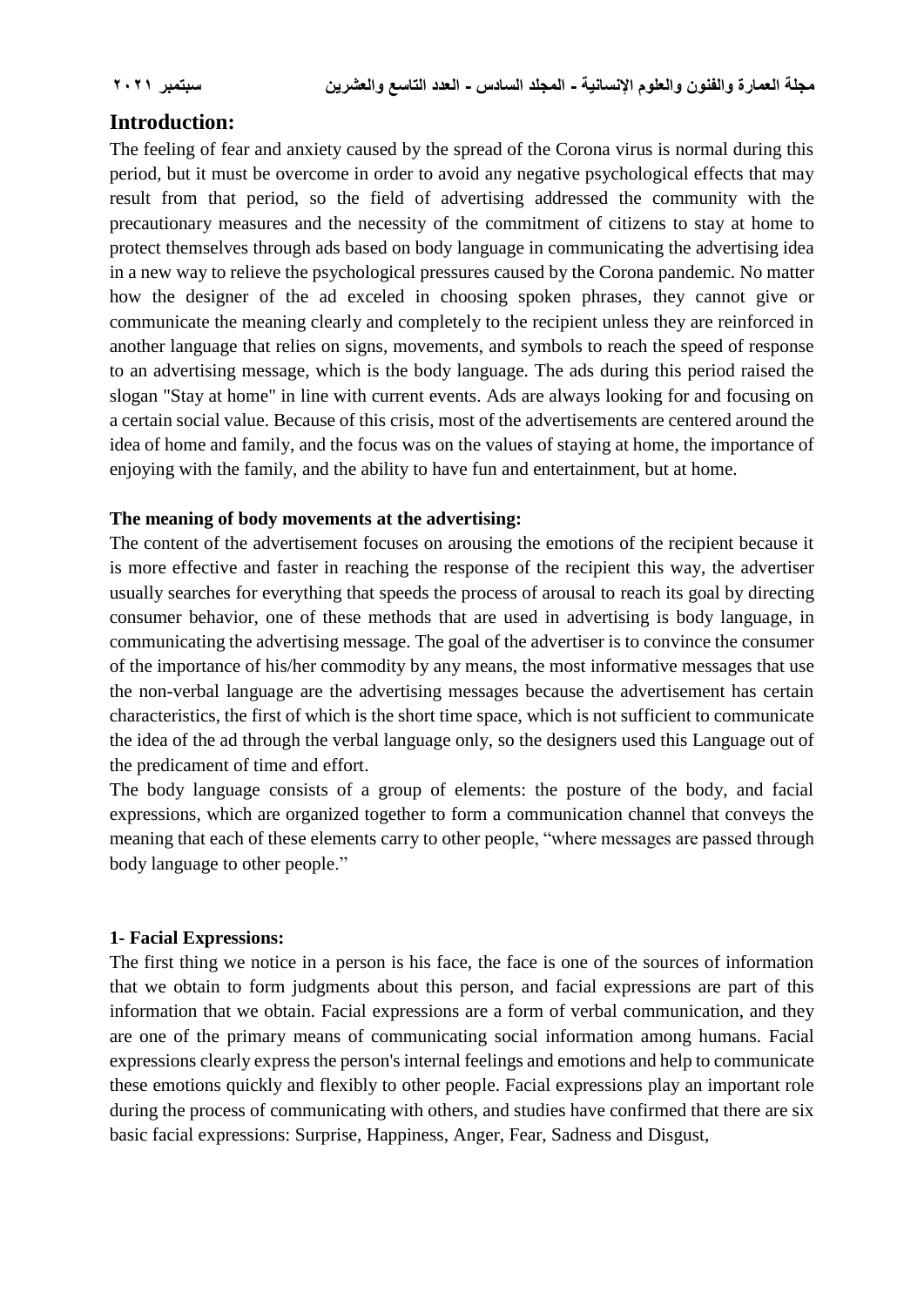## Introduction:

The feeling of fear and anxiety caused by the spread of the Corona virus is normal during this period, but it must be overcome in order to avoid any negative psychological effects that may result from that period, so the field of advertising addressed the community with the precautionary measures and the necessity of the commitment of citizens to stay at home to protect themselves through ads based on body language in communicating the advertising idea in a new way to relieve the psychological pressures caused by the Corona pandemic. No matter how the designer of the ad exceled in choosing spoken phrases, they cannot give or communicate the meaning clearly and completely to the recipient unless they are reinforced in another language that relies on signs, movements, and symbols to reach the speed of response to an advertising message, which is the body language. The ads during this period raised the slogan "Stay at home" in line with current events. Ads are always looking for and focusing on a certain social value. Because of this crisis, most of the advertisements are centered around the idea of home and family, and the focus was on the values of staying at home, the importance of enjoying with the family, and the ability to have fun and entertainment, but at home.

**The meaning of body movements at the advertising:**

The content of the advertisement focuses on arousing the emotions of the recipient because it is more effective and faster in reaching the response of the recipient this way, the advertiser usually searches for everything that speeds the process of arousal to reach its goal by directing consumer behavior, one of these methods that are used in advertising is body language, in communicating the advertising message. The goal of the advertiser is to convince the consumer of the importance of his/her commodity by any means, the most informative messages that use the non-verbal language are the advertising messages because the advertisement has certain characteristics, the first of which is the short time space, which is not sufficient to communicate the idea of the ad through the verbal language only, so the designers used this Language out of the predicament of time and effort.

The body language consists of a group of elements: the posture of the body, and facial expressions, which are organized together to form a communication channel that conveys the meaning that each of these elements carry to other people, "where messages are passed through body language to other people."

**1- Facial Expressions:**

The first thing we notice in a person is his face, the face is one of the sources of information that we obtain to form judgments about this person, and facial expressions are part of this information that we obtain. Facial expressions are a form of verbal communication, and they are one of the primary means of communicating social information among humans. Facial expressions clearly express the person's internal feelings and emotions and help to communicate these emotions quickly and flexibly to other people. Facial expressions play an important role during the process of communicating with others, and studies have confirmed that there are six basic facial expressions: Surprise, Happiness, Anger, Fear, Sadness and Disgust,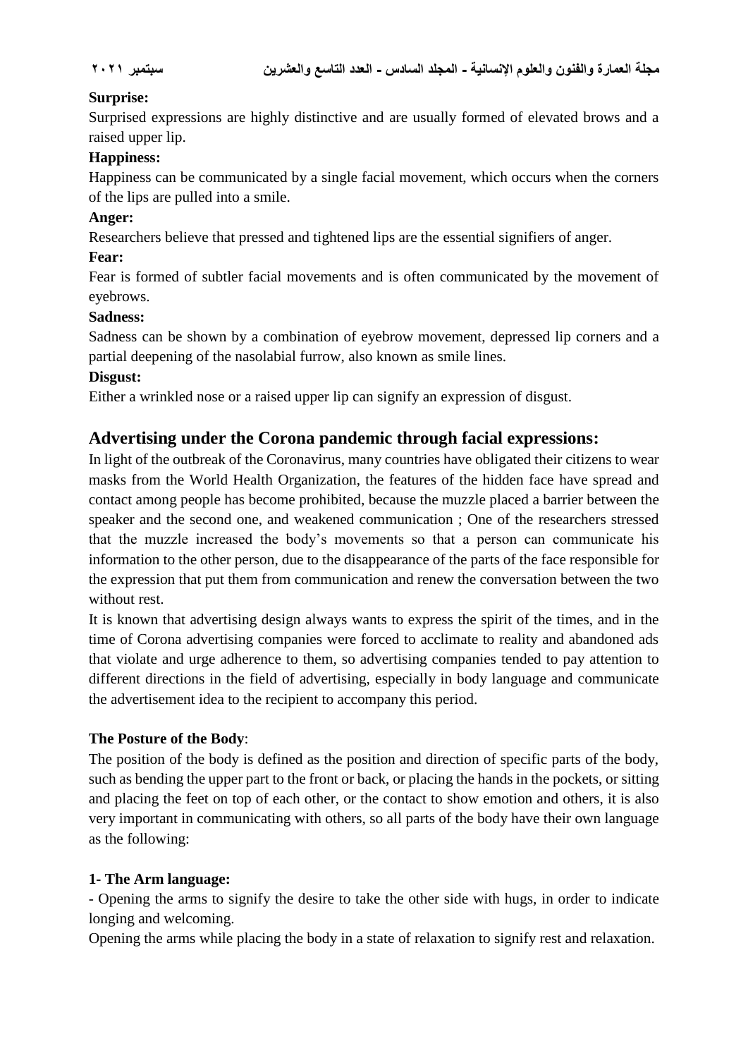**Surprise:**

Surprised expressions are highly distinctive and are usually formed of elevated brows and a raised upper lip.

**Happiness:**

Happiness can be communicated by a single facial movement, which occurs when the corners of the lips are pulled into a smile.

**Anger:**

Researchers believe that pressed and tightened lips are the essential signifiers of anger.

**Fear:**

Fear is formed of subtler facial movements and is often communicated by the movement of eyebrows.

**Sadness:**

Sadness can be shown by a combination of eyebrow movement, depressed lip corners and a partial deepening of the nasolabial furrow, also known as smile lines.

**Disgust:**

Either a wrinkled nose or a raised upper lip can signify an expression of disgust.

## Advertising under the Corona pandemic through facial expressions:

In light of the outbreak of the Coronavirus, many countries have obligated their citizens to wear masks from the World Health Organization, the features of the hidden face have spread and contact among people has become prohibited, because the muzzle placed a barrier between the speaker and the second one, and weakened communication ; One of the researchers stressed that the muzzle increased the body's movements so that a person can communicate his information to the other person, due to the disappearance of the parts of the face responsible for the expression that put them from communication and renew the conversation between the two without rest.

It is known that advertising design always wants to express the spirit of the times, and in the time of Corona advertising companies were forced to acclimate to reality and abandoned ads that violate and urge adherence to them, so advertising companies tended to pay attention to different directions in the field of advertising, especially in body language and communicate the advertisement idea to the recipient to accompany this period.

**The Posture of the Body**:

The position of the body is defined as the position and direction of specific parts of the body, such as bending the upper part to the front or back, or placing the hands in the pockets, or sitting and placing the feet on top of each other, or the contact to show emotion and others, it is also very important in communicating with others, so all parts of the body have their own language as the following:

**1- The Arm language:**

- Opening the arms to signify the desire to take the other side with hugs, in order to indicate longing and welcoming.

Opening the arms while placing the body in a state of relaxation to signify rest and relaxation.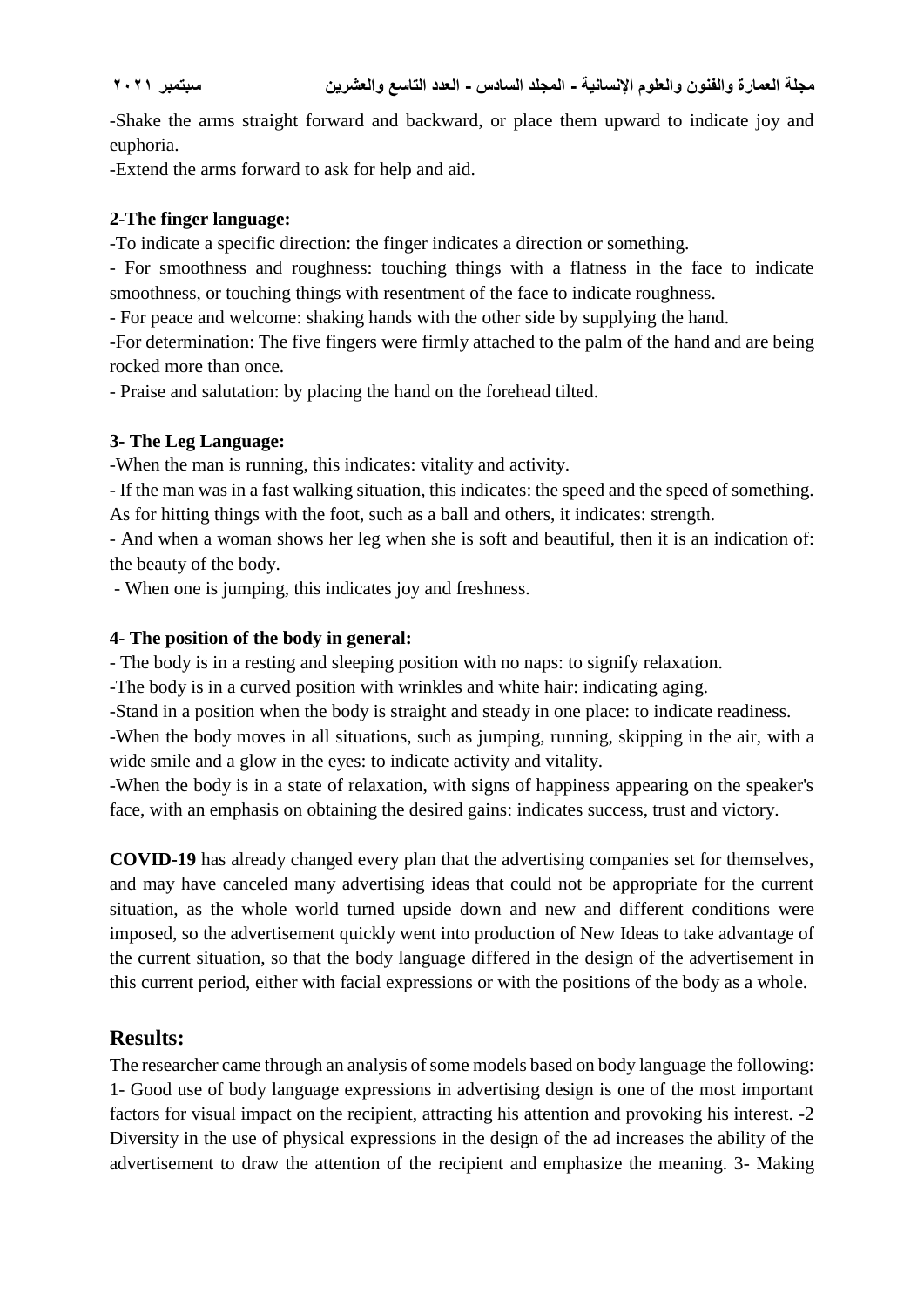-Shake the arms straight forward and backward, or place them upward to indicate joy and euphoria.

-Extend the arms forward to ask for help and aid.

**2-The finger language:**

-To indicate a specific direction: the finger indicates a direction or something.

- For smoothness and roughness: touching things with a flatness in the face to indicate smoothness, or touching things with resentment of the face to indicate roughness.

- For peace and welcome: shaking hands with the other side by supplying the hand.

-For determination: The five fingers were firmly attached to the palm of the hand and are being rocked more than once.

- Praise and salutation: by placing the hand on the forehead tilted.

**3- The Leg Language:**

-When the man is running, this indicates: vitality and activity.

- If the man was in a fast walking situation, this indicates: the speed and the speed of something. As for hitting things with the foot, such as a ball and others, it indicates: strength.

- And when a woman shows her leg when she is soft and beautiful, then it is an indication of: the beauty of the body.

- When one is jumping, this indicates joy and freshness.

**4- The position of the body in general:**

- The body is in a resting and sleeping position with no naps: to signify relaxation.

-The body is in a curved position with wrinkles and white hair: indicating aging.

-Stand in a position when the body is straight and steady in one place: to indicate readiness.

-When the body moves in all situations, such as jumping, running, skipping in the air, with a wide smile and a glow in the eyes: to indicate activity and vitality.

-When the body is in a state of relaxation, with signs of happiness appearing on the speaker's face, with an emphasis on obtaining the desired gains: indicates success, trust and victory.

**COVID-19** has already changed every plan that the advertising companies set for themselves, and may have canceled many advertising ideas that could not be appropriate for the current situation, as the whole world turned upside down and new and different conditions were imposed, so the advertisement quickly went into production of New Ideas to take advantage of the current situation, so that the body language differed in the design of the advertisement in this current period, either with facial expressions or with the positions of the body as a whole.

## Results:

The researcher came through an analysis of some models based on body language the following: 1- Good use of body language expressions in advertising design is one of the most important factors for visual impact on the recipient, attracting his attention and provoking his interest. -2 Diversity in the use of physical expressions in the design of the ad increases the ability of the advertisement to draw the attention of the recipient and emphasize the meaning. 3- Making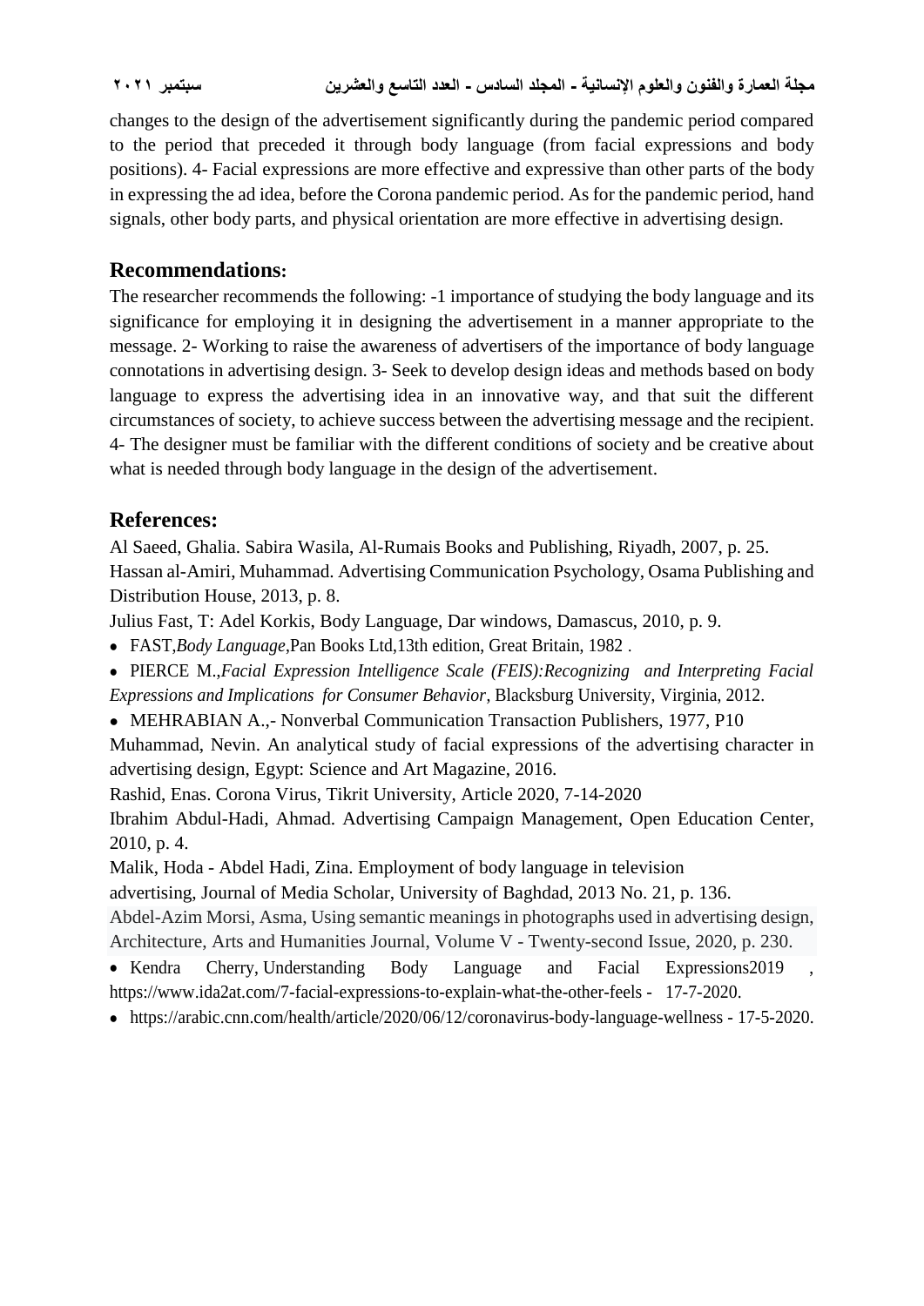changes to the design of the advertisement significantly during the pandemic period compared to the period that preceded it through body language (from facial expressions and body positions). 4- Facial expressions are more effective and expressive than other parts of the body in expressing the ad idea, before the Corona pandemic period. As for the pandemic period, hand signals, other body parts, and physical orientation are more effective in advertising design.

## Recommendations:

The researcher recommends the following: -1 importance of studying the body language and its significance for employing it in designing the advertisement in a manner appropriate to the message. 2- Working to raise the awareness of advertisers of the importance of body language connotations in advertising design. 3- Seek to develop design ideas and methods based on body language to express the advertising idea in an innovative way, and that suit the different circumstances of society, to achieve success between the advertising message and the recipient. 4- The designer must be familiar with the different conditions of society and be creative about what is needed through body language in the design of the advertisement.

## References:

Al Saeed, Ghalia. Sabira Wasila, Al-Rumais Books and Publishing, Riyadh, 2007, p. 25.

Hassan al-Amiri, Muhammad. Advertising Communication Psychology, Osama Publishing and Distribution House, 2013, p. 8.

Julius Fast, T: Adel Korkis, Body Language, Dar windows, Damascus, 2010, p. 9.

- FAST,*Body Language*,Pan Books Ltd,13th edition, Great Britain, 1982 .
- PIERCE M.,*Facial Expression Intelligence Scale (FEIS):Recognizing and Interpreting Facial Expressions and Implications for Consumer Behavior*, Blacksburg University, Virginia, 2012.
- MEHRABIAN A.,- Nonverbal Communication Transaction Publishers, 1977, P10

Muhammad, Nevin. An analytical study of facial expressions of the advertising character in advertising design, Egypt: Science and Art Magazine, 2016.

Rashid, Enas. Corona Virus, Tikrit University, Article 2020, 7-14-2020

Ibrahim Abdul-Hadi, Ahmad. Advertising Campaign Management, Open Education Center, 2010, p. 4.

Malik, Hoda - Abdel Hadi, Zina. Employment of body language in television advertising, Journal of Media Scholar, University of Baghdad, 2013 No. 21, p. 136.

Abdel-Azim Morsi, Asma, Using semantic meanings in photographs used in advertising design, Architecture, Arts and Humanities Journal, Volume V - Twenty-second Issue, 2020, p. 230.

- Kendra Cherry, Understanding Body Language and Facial Expressions2019 , https://www.ida2at.com/7-facial-expressions-to-explain-what-the-other-feels - 17-7-2020.
- https://arabic.cnn.com/health/article/2020/06/12/coronavirus-body-language-wellness - 17-5-2020.